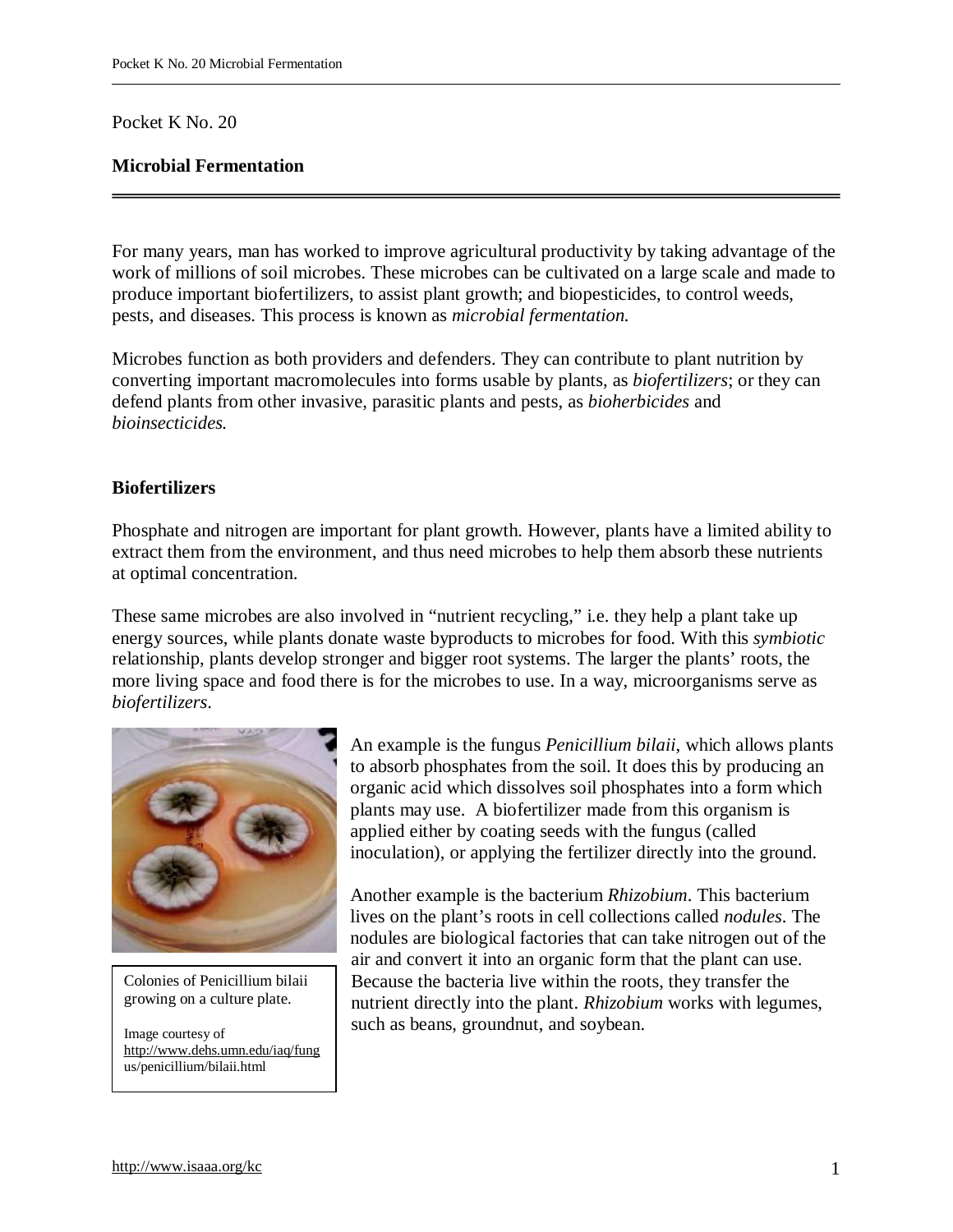Pocket K No. 20

## Microbial Fermentation

For many years, man has worked to improve agricultural productivity by taking advantage of the work of millions of soil microbes. These microbes can be cultivated on a large scale and made to produce important biofertilizers, to assist plant growth; and biopesticides, to control weeds, pests, and diseases. This process is known as *microbial fermentation.*

Microbes function as both providers and defenders. They can contribute to plant nutrition by converting important macromolecules into forms usable by plants, as *biofertilizers*; or they can defend plants from other invasive, parasitic plants and pests, as *bioherbicides* and *bioinsecticides.*

### Biofertilizers

Phosphate and nitrogen are important for plant growth. However, plants have a limited ability to extract them from the environment, and thus need microbes to help them absorb these nutrients at optimal concentration.

These same microbes are also involved in "nutrient recycling," i.e. they help a plant take up energy sources, while plants donate waste byproducts to microbes for food. With this *symbiotic* relationship, plants develop stronger and bigger root systems. The larger the plants' roots, the more living space and food there is for the microbes to use. In a way, microorganisms serve as *biofertilizers*.

Colonies of Penicillium bilaii growing on a culture plate.

Image courtesy of http://www.dehs.umn.edu/iaq/fungus/penicillium/bilaii.html

An example is the fungus *Penicillium bilaii*, which allows plants to absorb phosphates from the soil. It does this by producing an organic acid which dissolves soil phosphates into a form which plants may use. A biofertilizer made from this organism is applied either by coating seeds with the fungus (called inoculation), or applying the fertilizer directly into the ground.

Another example is the bacterium *Rhizobium*. This bacterium lives on the plant's roots in cell collections called *nodules*. The nodules are biological factories that can take nitrogen out of the air and convert it into an organic form that the plant can use. Because the bacteria live within the roots, they transfer the nutrient directly into the plant. *Rhizobium* works with legumes, such as beans, groundnut, and soybean.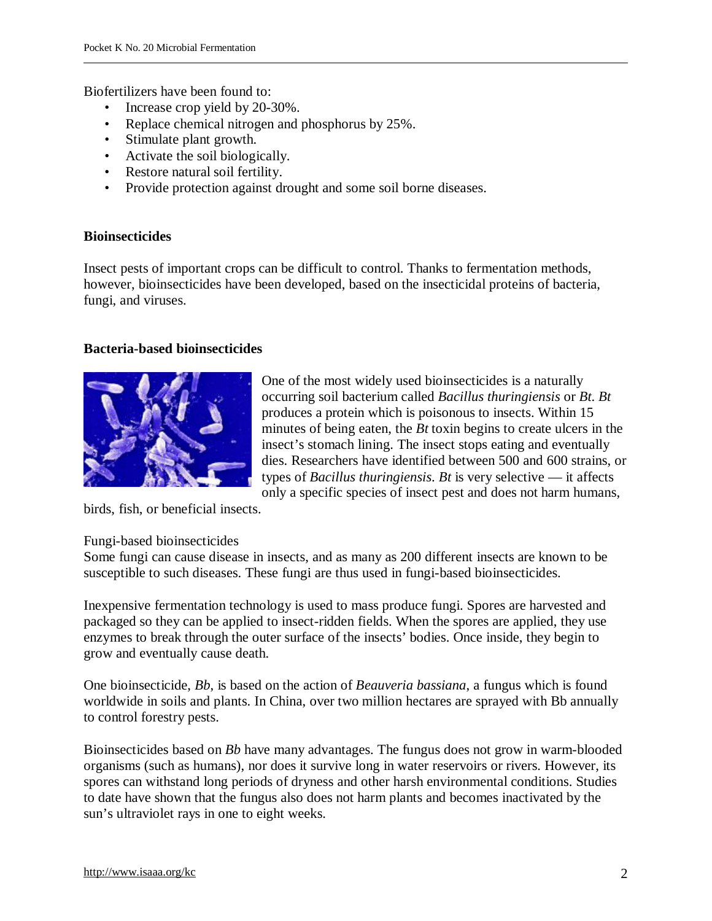Biofertilizers have been found to:

- Increase crop yield by 20-30%.
- Replace chemical nitrogen and phosphorus by 25%.
- Stimulate plant growth.
- Activate the soil biologically.
- Restore natural soil fertility.
- Provide protection against drought and some soil borne diseases.

**Bioinsecticides**

Insect pests of important crops can be difficult to control. Thanks to fermentation methods, however, bioinsecticides have been developed, based on the insecticidal proteins of bacteria, fungi, and viruses.

**Bacteria-based bioinsecticides**

One of the most widely used bioinsecticides is a naturally occurring soil bacterium called *Bacillus thuringiensis* or *Bt*. *Bt* produces a protein which is poisonous to insects. Within 15 minutes of being eaten, the *Bt* toxin begins to create ulcers in the insect's stomach lining. The insect stops eating and eventually dies. Researchers have identified between 500 and 600 strains, or types of *Bacillus thuringiensis*. *Bt* is very selective — it affects only a specific species of insect pest and does not harm humans, birds, fish, or beneficial insects.

Fungi-based bioinsecticides

Some fungi can cause disease in insects, and as many as 200 different insects are known to be susceptible to such diseases. These fungi are thus used in fungi-based bioinsecticides.

Inexpensive fermentation technology is used to mass produce fungi. Spores are harvested and packaged so they can be applied to insect-ridden fields. When the spores are applied, they use enzymes to break through the outer surface of the insects' bodies. Once inside, they begin to grow and eventually cause death.

One bioinsecticide, *Bb*, is based on the action of *Beauveria bassiana*, a fungus which is found worldwide in soils and plants. In China, over two million hectares are sprayed with Bb annually to control forestry pests.

Bioinsecticides based on *Bb* have many advantages. The fungus does not grow in warm-blooded organisms (such as humans), nor does it survive long in water reservoirs or rivers. However, its spores can withstand long periods of dryness and other harsh environmental conditions. Studies to date have shown that the fungus also does not harm plants and becomes inactivated by the sun's ultraviolet rays in one to eight weeks.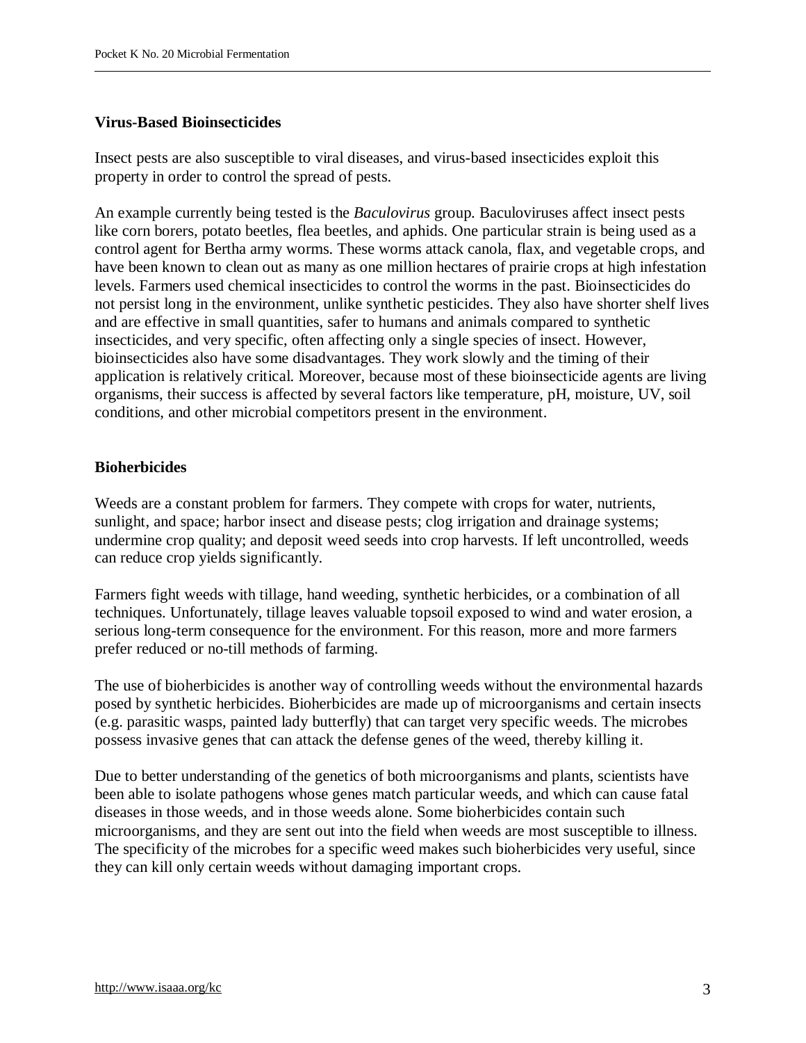### Virus-Based Bioinsecticides

Insect pests are also susceptible to viral diseases, and virus-based insecticides exploit this property in order to control the spread of pests.

An example currently being tested is the *Baculovirus* group. Baculoviruses affect insect pests like corn borers, potato beetles, flea beetles, and aphids. One particular strain is being used as a control agent for Bertha army worms. These worms attack canola, flax, and vegetable crops, and have been known to clean out as many as one million hectares of prairie crops at high infestation levels. Farmers used chemical insecticides to control the worms in the past. Bioinsecticides do not persist long in the environment, unlike synthetic pesticides. They also have shorter shelf lives and are effective in small quantities, safer to humans and animals compared to synthetic insecticides, and very specific, often affecting only a single species of insect. However, bioinsecticides also have some disadvantages. They work slowly and the timing of their application is relatively critical. Moreover, because most of these bioinsecticide agents are living organisms, their success is affected by several factors like temperature, pH, moisture, UV, soil conditions, and other microbial competitors present in the environment.

### Bioherbicides

Weeds are a constant problem for farmers. They compete with crops for water, nutrients, sunlight, and space; harbor insect and disease pests; clog irrigation and drainage systems; undermine crop quality; and deposit weed seeds into crop harvests. If left uncontrolled, weeds can reduce crop yields significantly.

Farmers fight weeds with tillage, hand weeding, synthetic herbicides, or a combination of all techniques. Unfortunately, tillage leaves valuable topsoil exposed to wind and water erosion, a serious long-term consequence for the environment. For this reason, more and more farmers prefer reduced or no-till methods of farming.

The use of bioherbicides is another way of controlling weeds without the environmental hazards posed by synthetic herbicides. Bioherbicides are made up of microorganisms and certain insects (e.g. parasitic wasps, painted lady butterfly) that can target very specific weeds. The microbes possess invasive genes that can attack the defense genes of the weed, thereby killing it.

Due to better understanding of the genetics of both microorganisms and plants, scientists have been able to isolate pathogens whose genes match particular weeds, and which can cause fatal diseases in those weeds, and in those weeds alone. Some bioherbicides contain such microorganisms, and they are sent out into the field when weeds are most susceptible to illness. The specificity of the microbes for a specific weed makes such bioherbicides very useful, since they can kill only certain weeds without damaging important crops.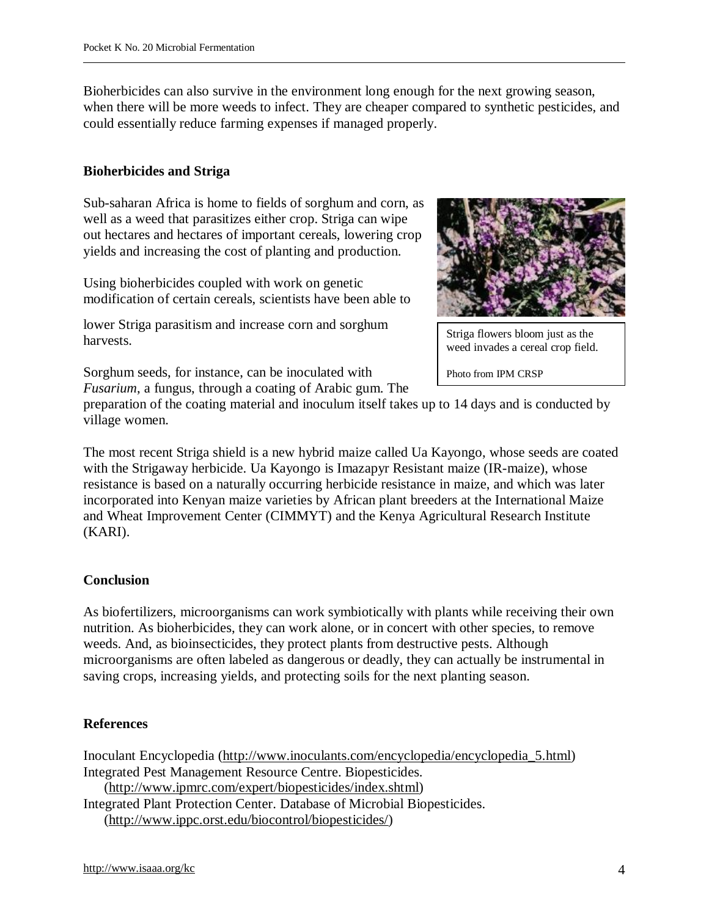Bioherbicides can also survive in the environment long enough for the next growing season, when there will be more weeds to infect. They are cheaper compared to synthetic pesticides, and could essentially reduce farming expenses if managed properly.

**Bioherbicides and Striga**

Sub-saharan Africa is home to fields of sorghum and corn, as well as a weed that parasitizes either crop. Striga can wipe out hectares and hectares of important cereals, lowering crop yields and increasing the cost of planting and production.

Using bioherbicides coupled with work on genetic modification of certain cereals, scientists have been able to lower Striga parasitism and increase corn and sorghum harvests.

Striga flowers bloom just as the weed invades a cereal crop field.

Photo from IPM CRSP

Sorghum seeds, for instance, can be inoculated with *Fusarium*, a fungus, through a coating of Arabic gum. The preparation of the coating material and inoculum itself takes up to 14 days and is conducted by village women.

The most recent Striga shield is a new hybrid maize called Ua Kayongo, whose seeds are coated with the Strigaway herbicide. Ua Kayongo is Imazapyr Resistant maize (IR-maize), whose resistance is based on a naturally occurring herbicide resistance in maize, and which was later incorporated into Kenyan maize varieties by African plant breeders at the International Maize and Wheat Improvement Center (CIMMYT) and the Kenya Agricultural Research Institute (KARI).

**Conclusion**

As biofertilizers, microorganisms can work symbiotically with plants while receiving their own nutrition. As bioherbicides, they can work alone, or in concert with other species, to remove weeds. And, as bioinsecticides, they protect plants from destructive pests. Although microorganisms are often labeled as dangerous or deadly, they can actually be instrumental in saving crops, increasing yields, and protecting soils for the next planting season.

**References**

Inoculant Encyclopedia (http://www.inoculants.com/encyclopedia/encyclopedia_5.html)

Integrated Pest Management Resource Centre. Biopesticides. (http://www.ipmrc.com/expert/biopesticides/index.shtml)

Integrated Plant Protection Center. Database of Microbial Biopesticides. (http://www.ippc.orst.edu/biocontrol/biopesticides/)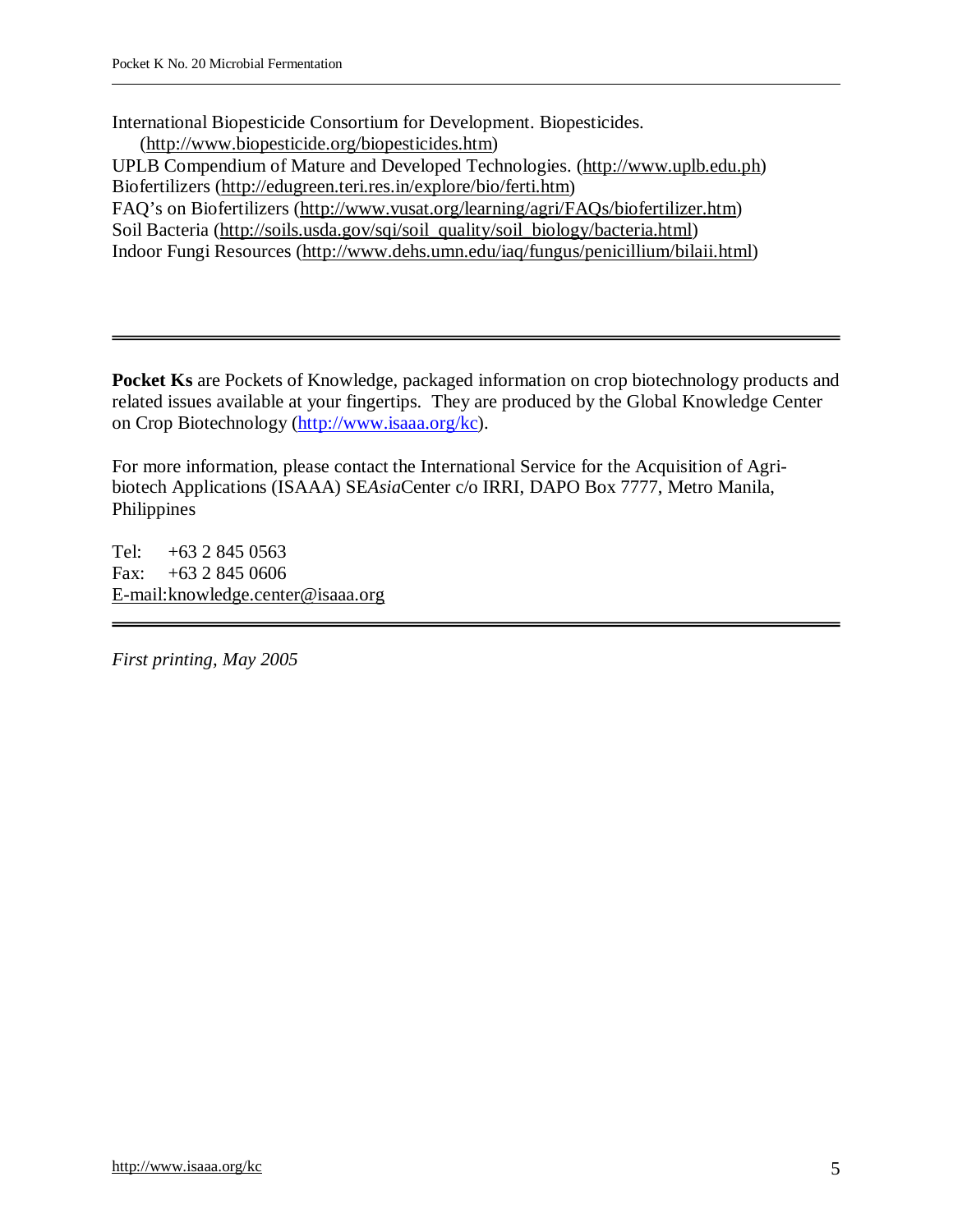International Biopesticide Consortium for Development. Biopesticides. (http://www.biopesticide.org/biopesticides.htm)  
UPLB Compendium of Mature and Developed Technologies. (http://www.uplb.edu.ph)  
Biofertilizers (http://edugreen.teri.res.in/explore/bio/ferti.htm)  
FAQ's on Biofertilizers (http://www.vusat.org/learning/agri/FAQs/biofertilizer.htm)  
Soil Bacteria (http://soils.usda.gov/sqi/soil_quality/soil_biology/bacteria.html)  
Indoor Fungi Resources (http://www.dehs.umn.edu/iaq/fungus/penicillium/bilaii.html)

---

**Pocket Ks** are Pockets of Knowledge, packaged information on crop biotechnology products and related issues available at your fingertips. They are produced by the Global Knowledge Center on Crop Biotechnology (http://www.isaaa.org/kc).

For more information, please contact the International Service for the Acquisition of Agri-biotech Applications (ISAAA) SE*Asia*Center c/o IRRI, DAPO Box 7777, Metro Manila, Philippines

Tel: +63 2 845 0563  
Fax: +63 2 845 0606  
E-mail:knowledge.center@isaaa.org

---

*First printing, May 2005*